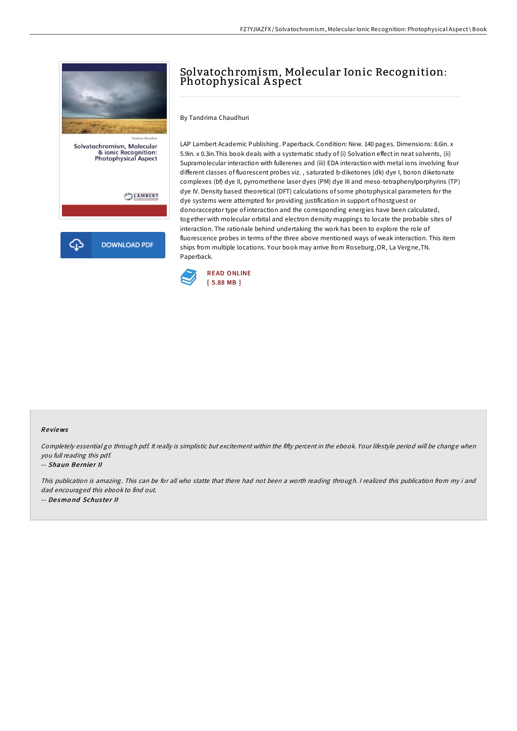# Solvatochromism, Molecular Ionic Recognition: Photophysical Aspect

By Tandrima Chaudhuri

LAP Lambert Academic Publishing. Paperback. Condition: New. 140 pages. Dimensions: 8.6in. x 5.9in. x 0.3in.This book deals with a systematic study of (i) Solvation effect in neat solvents, (ii) Supramolecular interaction with fullerenes and (iii) EDA interaction with metal ions involving four different classes of fluorescent probes viz. , saturated b-diketones (dk) dye I, boron diketonate complexes (bf) dye II, pyrromethene laser dyes (PM) dye III and meso-tetraphenylporphyrins (TP) dye IV. Density based theoretical (DFT) calculations of some photophysical parameters for the dye systems were attempted for providing justification in support of hostguest or donoracceptor type of interaction and the corresponding energies have been calculated, together with molecular orbital and electron density mappings to locate the probable sites of interaction. The rationale behind undertaking the work has been to explore the role of fluorescence probes in terms of the three above mentioned ways of weak interaction. This item ships from multiple locations. Your book may arrive from Roseburg,OR, La Vergne,TN. Paperback.

READ ONLINE
[ 5.88 MB ]

DOWNLOAD PDF

### Reviews

*Completely essential go through pdf. It really is simplistic but excitement within the fifty percent in the ebook. Your lifestyle period will be change when you full reading this pdf.*

-- ***Shaun Bernier II***

*This publication is amazing. This can be for all who statte that there had not been a worth reading through. I realized this publication from my i and dad encouraged this ebook to find out.*

-- ***Desmond Schuster II***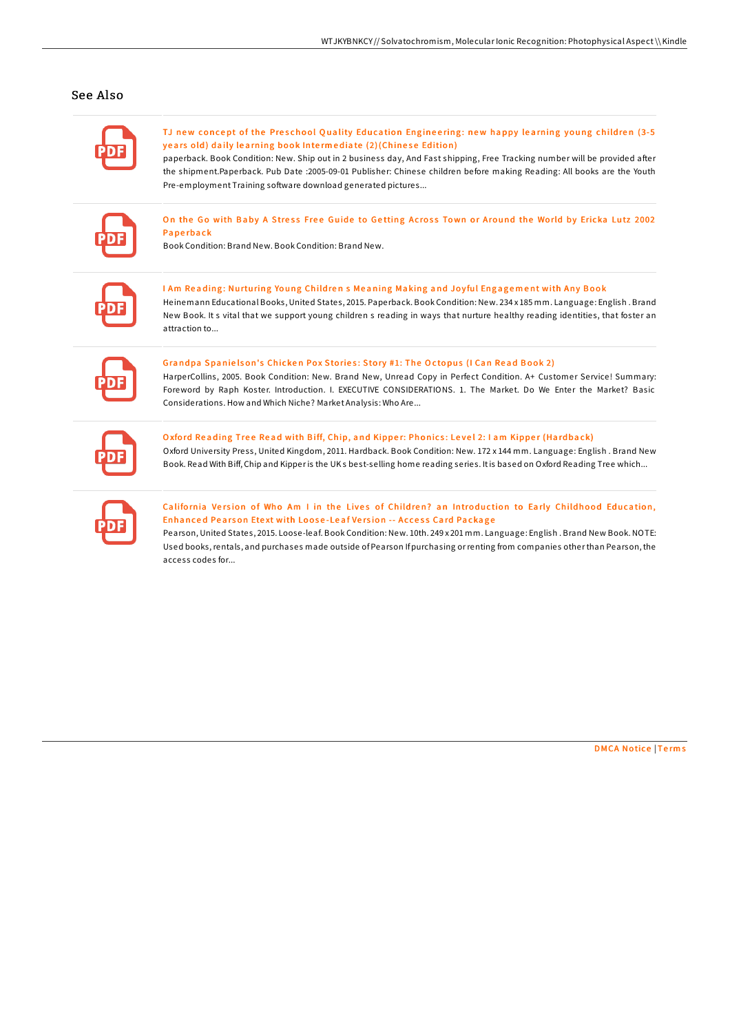## See Also

**TJ new concept of the Preschool Quality Education Engineering: new happy learning young children (3-5 years old) daily learning book Intermediate (2)(Chinese Edition)**

paperback. Book Condition: New. Ship out in 2 business day, And Fast shipping, Free Tracking number will be provided after the shipment.Paperback. Pub Date :2005-09-01 Publisher: Chinese children before making Reading: All books are the Youth Pre-employment Training software download generated pictures...

**On the Go with Baby A Stress Free Guide to Getting Across Town or Around the World by Ericka Lutz 2002 Paperback**

Book Condition: Brand New. Book Condition: Brand New.

**I Am Reading: Nurturing Young Children s Meaning Making and Joyful Engagement with Any Book**

Heinemann Educational Books, United States, 2015. Paperback. Book Condition: New. 234 x 185 mm. Language: English . Brand New Book. It s vital that we support young children s reading in ways that nurture healthy reading identities, that foster an attraction to...

**Grandpa Spanielson's Chicken Pox Stories: Story #1: The Octopus (I Can Read Book 2)**

HarperCollins, 2005. Book Condition: New. Brand New, Unread Copy in Perfect Condition. A+ Customer Service! Summary: Foreword by Raph Koster. Introduction. I. EXECUTIVE CONSIDERATIONS. 1. The Market. Do We Enter the Market? Basic Considerations. How and Which Niche? Market Analysis: Who Are...

**Oxford Reading Tree Read with Biff, Chip, and Kipper: Phonics: Level 2: I am Kipper (Hardback)**

Oxford University Press, United Kingdom, 2011. Hardback. Book Condition: New. 172 x 144 mm. Language: English . Brand New Book. Read With Biff, Chip and Kipper is the UK s best-selling home reading series. It is based on Oxford Reading Tree which...

**California Version of Who Am I in the Lives of Children? an Introduction to Early Childhood Education, Enhanced Pearson Etext with Loose-Leaf Version -- Access Card Package**

Pearson, United States, 2015. Loose-leaf. Book Condition: New. 10th. 249 x 201 mm. Language: English . Brand New Book. NOTE: Used books, rentals, and purchases made outside of Pearson If purchasing or renting from companies other than Pearson, the access codes for...